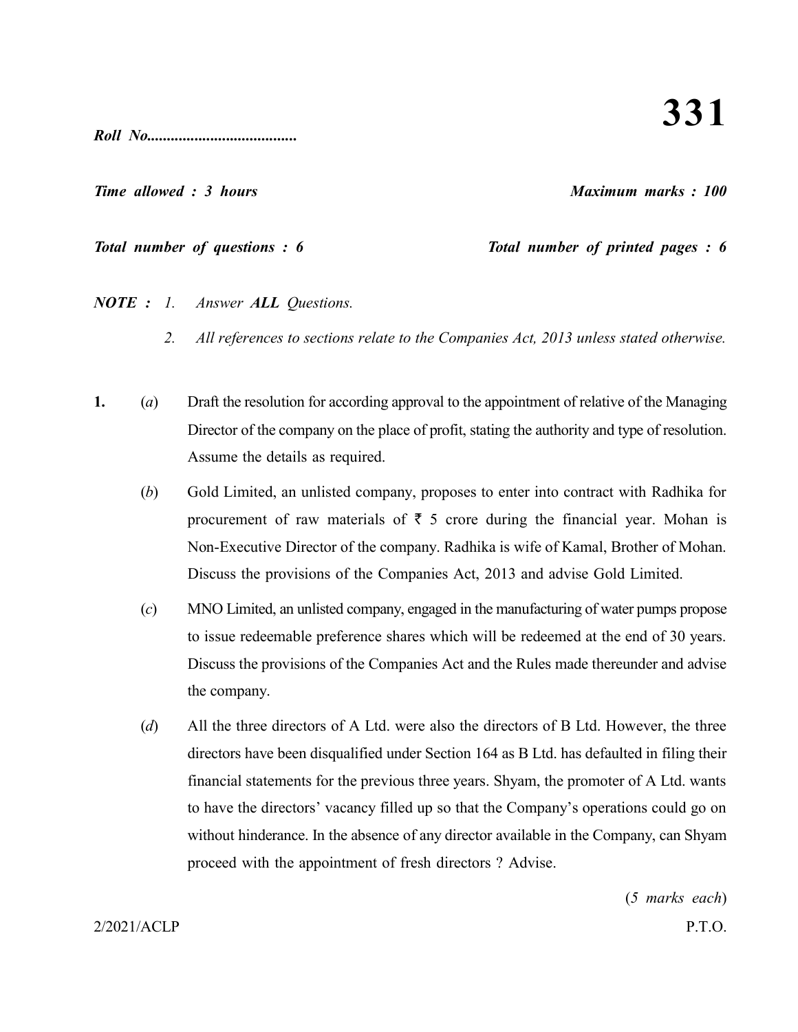# 331

***Roll No.....................................***

***Time allowed : 3 hours*** ***Maximum marks : 100***

***Total number of questions : 6*** ***Total number of printed pages : 6***

***NOTE :*** *1. Answer **ALL** Questions.*

*2. All references to sections relate to the Companies Act, 2013 unless stated otherwise.*

**1.** (*a*) Draft the resolution for according approval to the appointment of relative of the Managing Director of the company on the place of profit, stating the authority and type of resolution. Assume the details as required.

(*b*) Gold Limited, an unlisted company, proposes to enter into contract with Radhika for procurement of raw materials of ₹ 5 crore during the financial year. Mohan is Non-Executive Director of the company. Radhika is wife of Kamal, Brother of Mohan. Discuss the provisions of the Companies Act, 2013 and advise Gold Limited.

(*c*) MNO Limited, an unlisted company, engaged in the manufacturing of water pumps propose to issue redeemable preference shares which will be redeemed at the end of 30 years. Discuss the provisions of the Companies Act and the Rules made thereunder and advise the company.

(*d*) All the three directors of A Ltd. were also the directors of B Ltd. However, the three directors have been disqualified under Section 164 as B Ltd. has defaulted in filing their financial statements for the previous three years. Shyam, the promoter of A Ltd. wants to have the directors' vacancy filled up so that the Company's operations could go on without hinderance. In the absence of any director available in the Company, can Shyam proceed with the appointment of fresh directors ? Advise.

(*5 marks each*)

2/2021/ACLP P.T.O.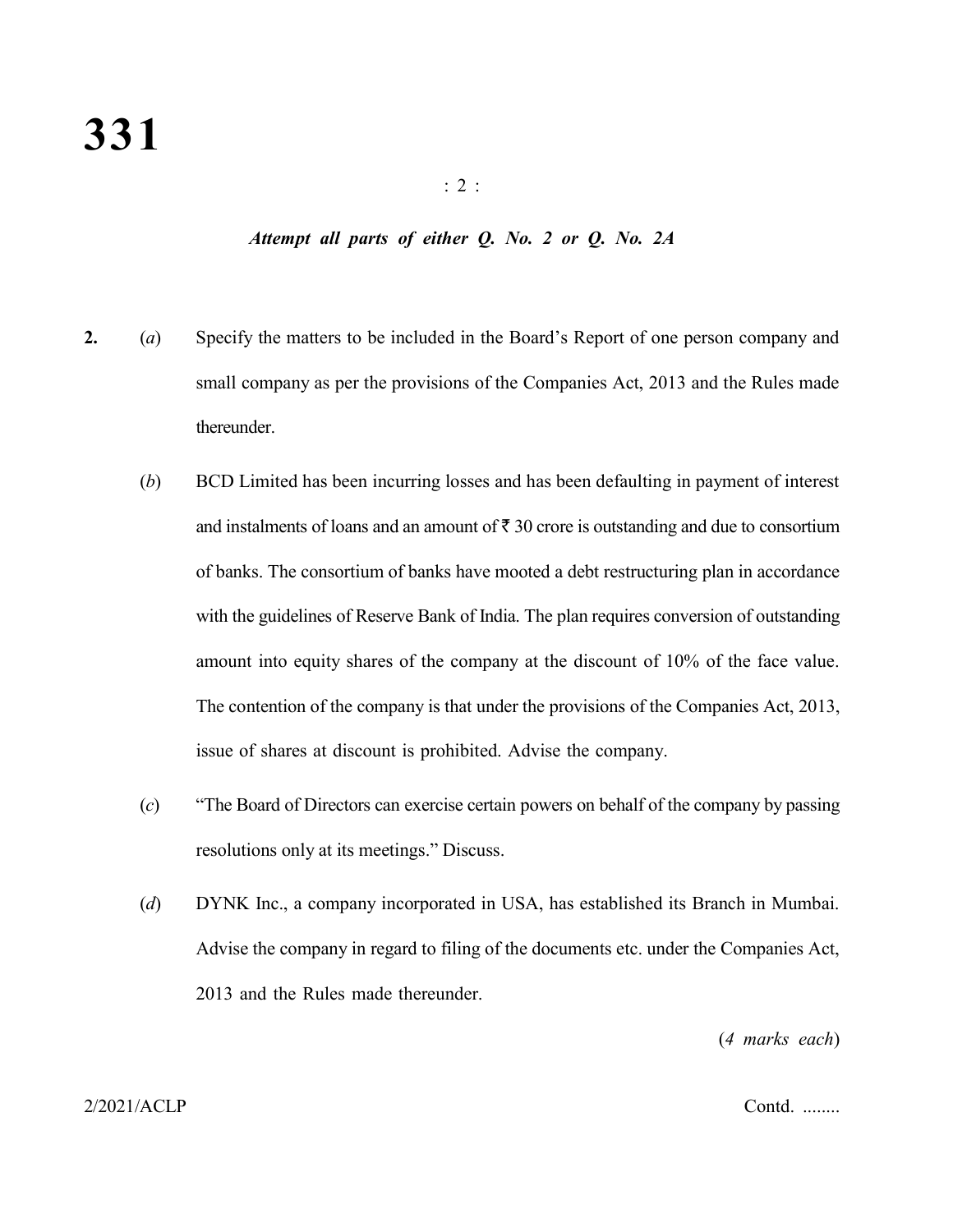*Attempt all parts of either Q. No. 2 or Q. No. 2A*

**2.** (*a*) Specify the matters to be included in the Board's Report of one person company and small company as per the provisions of the Companies Act, 2013 and the Rules made thereunder.

(*b*) BCD Limited has been incurring losses and has been defaulting in payment of interest and instalments of loans and an amount of ₹ 30 crore is outstanding and due to consortium of banks. The consortium of banks have mooted a debt restructuring plan in accordance with the guidelines of Reserve Bank of India. The plan requires conversion of outstanding amount into equity shares of the company at the discount of 10% of the face value. The contention of the company is that under the provisions of the Companies Act, 2013, issue of shares at discount is prohibited. Advise the company.

(*c*) "The Board of Directors can exercise certain powers on behalf of the company by passing resolutions only at its meetings." Discuss.

(*d*) DYNK Inc., a company incorporated in USA, has established its Branch in Mumbai. Advise the company in regard to filing of the documents etc. under the Companies Act, 2013 and the Rules made thereunder.

(*4 marks each*)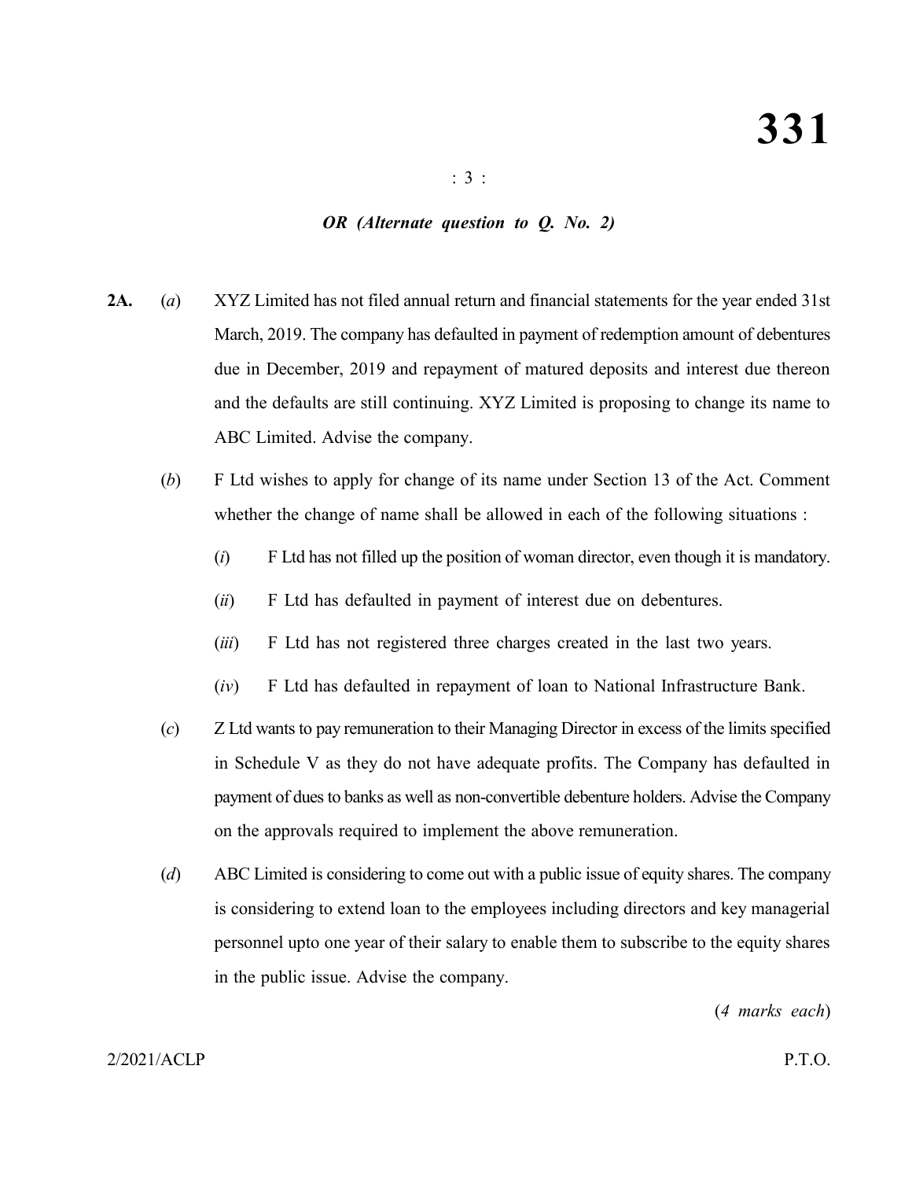*OR (Alternate question to Q. No. 2)*

**2A.** (*a*) XYZ Limited has not filed annual return and financial statements for the year ended 31st March, 2019. The company has defaulted in payment of redemption amount of debentures due in December, 2019 and repayment of matured deposits and interest due thereon and the defaults are still continuing. XYZ Limited is proposing to change its name to ABC Limited. Advise the company.

(*b*) F Ltd wishes to apply for change of its name under Section 13 of the Act. Comment whether the change of name shall be allowed in each of the following situations :

(*i*) F Ltd has not filled up the position of woman director, even though it is mandatory.

(*ii*) F Ltd has defaulted in payment of interest due on debentures.

(*iii*) F Ltd has not registered three charges created in the last two years.

(*iv*) F Ltd has defaulted in repayment of loan to National Infrastructure Bank.

(*c*) Z Ltd wants to pay remuneration to their Managing Director in excess of the limits specified in Schedule V as they do not have adequate profits. The Company has defaulted in payment of dues to banks as well as non-convertible debenture holders. Advise the Company on the approvals required to implement the above remuneration.

(*d*) ABC Limited is considering to come out with a public issue of equity shares. The company is considering to extend loan to the employees including directors and key managerial personnel upto one year of their salary to enable them to subscribe to the equity shares in the public issue. Advise the company.

(*4 marks each*)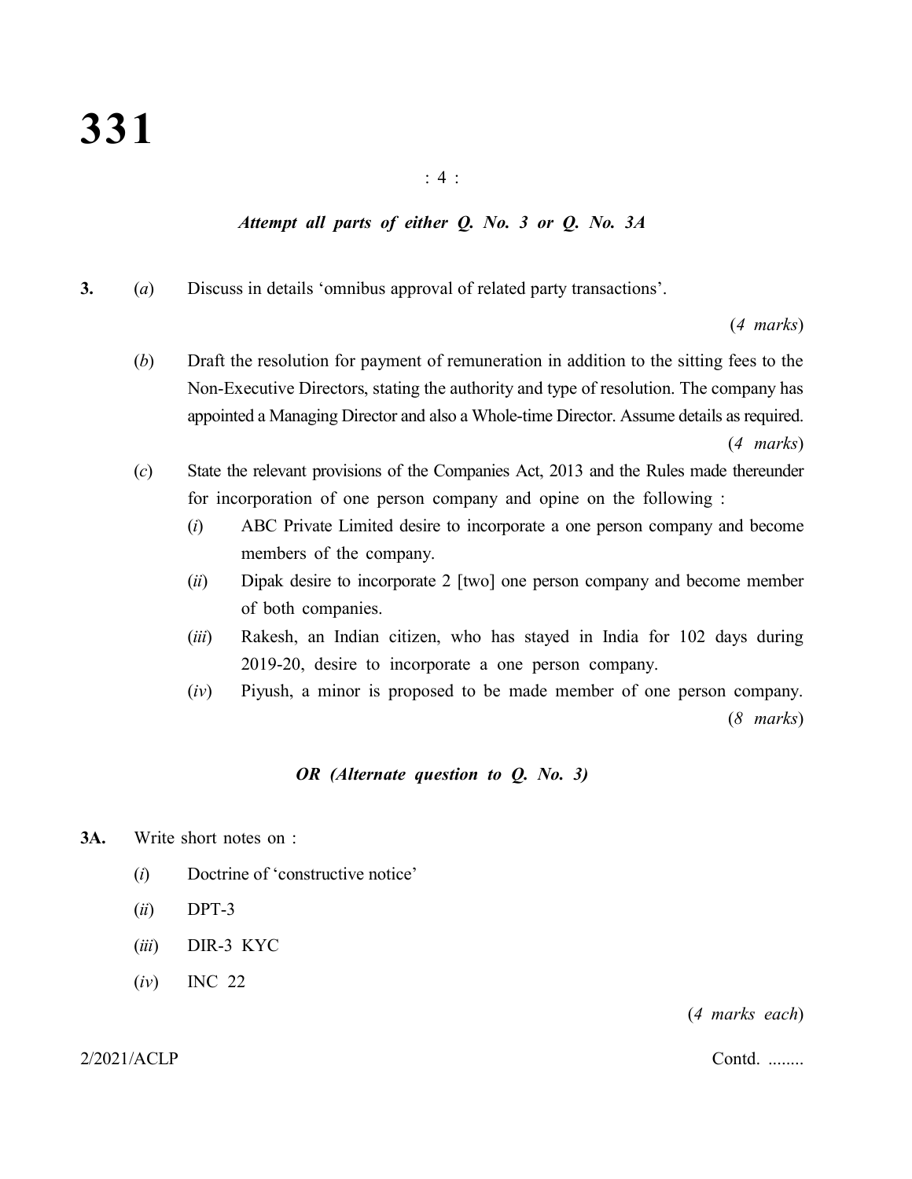*Attempt all parts of either Q. No. 3 or Q. No. 3A*

**3.** (*a*) Discuss in details 'omnibus approval of related party transactions'.

(*4 marks*)

(*b*) Draft the resolution for payment of remuneration in addition to the sitting fees to the Non-Executive Directors, stating the authority and type of resolution. The company has appointed a Managing Director and also a Whole-time Director. Assume details as required.

(*4 marks*)

(*c*) State the relevant provisions of the Companies Act, 2013 and the Rules made thereunder for incorporation of one person company and opine on the following :

(*i*) ABC Private Limited desire to incorporate a one person company and become members of the company.

(*ii*) Dipak desire to incorporate 2 [two] one person company and become member of both companies.

(*iii*) Rakesh, an Indian citizen, who has stayed in India for 102 days during 2019-20, desire to incorporate a one person company.

(*iv*) Piyush, a minor is proposed to be made member of one person company.

(*8 marks*)

***OR (Alternate question to Q. No. 3)***

**3A.** Write short notes on :

(*i*) Doctrine of 'constructive notice'

(*ii*) DPT-3

(*iii*) DIR-3 KYC

(*iv*) INC 22

(*4 marks each*)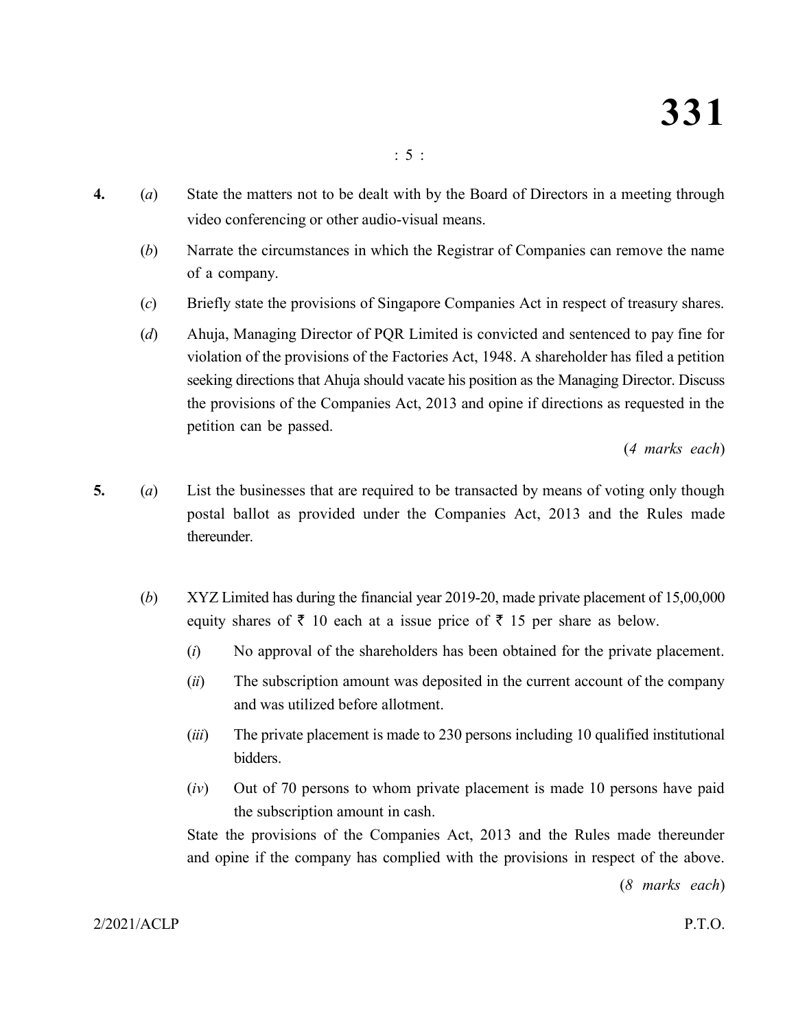**4.** (*a*) State the matters not to be dealt with by the Board of Directors in a meeting through video conferencing or other audio-visual means.

(*b*) Narrate the circumstances in which the Registrar of Companies can remove the name of a company.

(*c*) Briefly state the provisions of Singapore Companies Act in respect of treasury shares.

(*d*) Ahuja, Managing Director of PQR Limited is convicted and sentenced to pay fine for violation of the provisions of the Factories Act, 1948. A shareholder has filed a petition seeking directions that Ahuja should vacate his position as the Managing Director. Discuss the provisions of the Companies Act, 2013 and opine if directions as requested in the petition can be passed.

(*4 marks each*)

**5.** (*a*) List the businesses that are required to be transacted by means of voting only though postal ballot as provided under the Companies Act, 2013 and the Rules made thereunder.

(*b*) XYZ Limited has during the financial year 2019-20, made private placement of 15,00,000 equity shares of ₹ 10 each at a issue price of ₹ 15 per share as below.

(*i*) No approval of the shareholders has been obtained for the private placement.

(*ii*) The subscription amount was deposited in the current account of the company and was utilized before allotment.

(*iii*) The private placement is made to 230 persons including 10 qualified institutional bidders.

(*iv*) Out of 70 persons to whom private placement is made 10 persons have paid the subscription amount in cash.

State the provisions of the Companies Act, 2013 and the Rules made thereunder and opine if the company has complied with the provisions in respect of the above.

(*8 marks each*)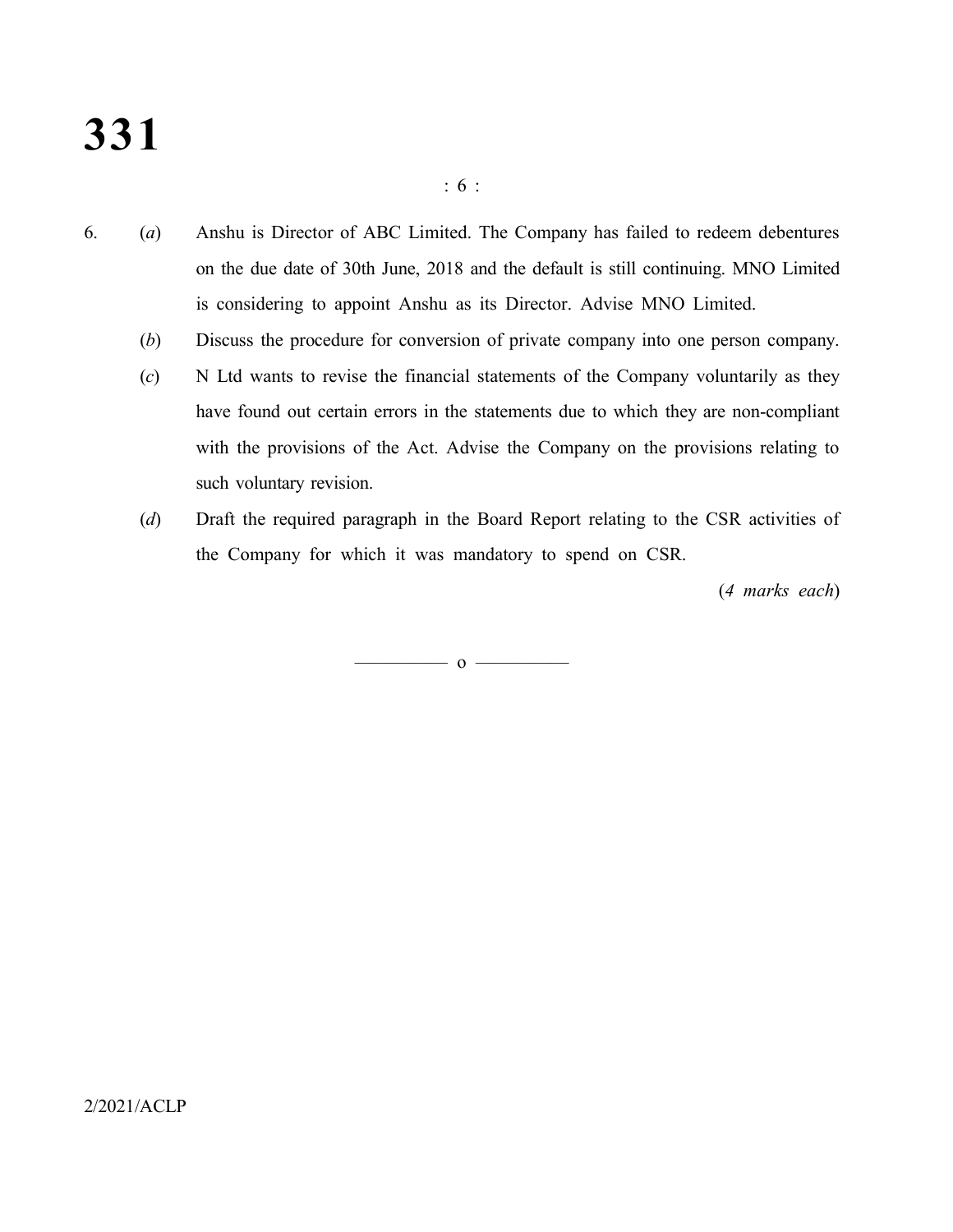6. (*a*) Anshu is Director of ABC Limited. The Company has failed to redeem debentures on the due date of 30th June, 2018 and the default is still continuing. MNO Limited is considering to appoint Anshu as its Director. Advise MNO Limited.

   (*b*) Discuss the procedure for conversion of private company into one person company.

   (*c*) N Ltd wants to revise the financial statements of the Company voluntarily as they have found out certain errors in the statements due to which they are non-compliant with the provisions of the Act. Advise the Company on the provisions relating to such voluntary revision.

   (*d*) Draft the required paragraph in the Board Report relating to the CSR activities of the Company for which it was mandatory to spend on CSR.

(*4 marks each*)

——— o ———